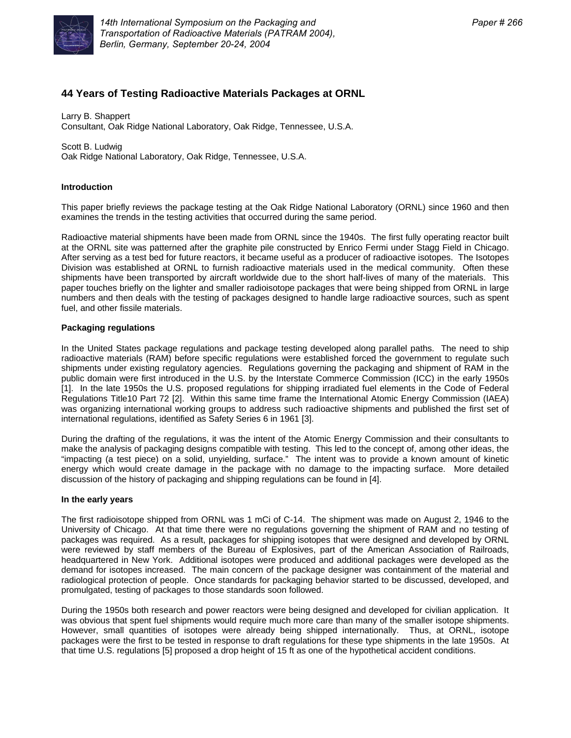# 44 Years of Testing Radioactive Materials Packages at ORNL

Larry B. Shappert
Consultant, Oak Ridge National Laboratory, Oak Ridge, Tennessee, U.S.A.

Scott B. Ludwig
Oak Ridge National Laboratory, Oak Ridge, Tennessee, U.S.A.

## Introduction

This paper briefly reviews the package testing at the Oak Ridge National Laboratory (ORNL) since 1960 and then examines the trends in the testing activities that occurred during the same period.

Radioactive material shipments have been made from ORNL since the 1940s. The first fully operating reactor built at the ORNL site was patterned after the graphite pile constructed by Enrico Fermi under Stagg Field in Chicago. After serving as a test bed for future reactors, it became useful as a producer of radioactive isotopes. The Isotopes Division was established at ORNL to furnish radioactive materials used in the medical community. Often these shipments have been transported by aircraft worldwide due to the short half-lives of many of the materials. This paper touches briefly on the lighter and smaller radioisotope packages that were being shipped from ORNL in large numbers and then deals with the testing of packages designed to handle large radioactive sources, such as spent fuel, and other fissile materials.

## Packaging regulations

In the United States package regulations and package testing developed along parallel paths. The need to ship radioactive materials (RAM) before specific regulations were established forced the government to regulate such shipments under existing regulatory agencies. Regulations governing the packaging and shipment of RAM in the public domain were first introduced in the U.S. by the Interstate Commerce Commission (ICC) in the early 1950s [1]. In the late 1950s the U.S. proposed regulations for shipping irradiated fuel elements in the Code of Federal Regulations Title10 Part 72 [2]. Within this same time frame the International Atomic Energy Commission (IAEA) was organizing international working groups to address such radioactive shipments and published the first set of international regulations, identified as Safety Series 6 in 1961 [3].

During the drafting of the regulations, it was the intent of the Atomic Energy Commission and their consultants to make the analysis of packaging designs compatible with testing. This led to the concept of, among other ideas, the "impacting (a test piece) on a solid, unyielding, surface." The intent was to provide a known amount of kinetic energy which would create damage in the package with no damage to the impacting surface. More detailed discussion of the history of packaging and shipping regulations can be found in [4].

## In the early years

The first radioisotope shipped from ORNL was 1 mCi of C-14. The shipment was made on August 2, 1946 to the University of Chicago. At that time there were no regulations governing the shipment of RAM and no testing of packages was required. As a result, packages for shipping isotopes that were designed and developed by ORNL were reviewed by staff members of the Bureau of Explosives, part of the American Association of Railroads, headquartered in New York. Additional isotopes were produced and additional packages were developed as the demand for isotopes increased. The main concern of the package designer was containment of the material and radiological protection of people. Once standards for packaging behavior started to be discussed, developed, and promulgated, testing of packages to those standards soon followed.

During the 1950s both research and power reactors were being designed and developed for civilian application. It was obvious that spent fuel shipments would require much more care than many of the smaller isotope shipments. However, small quantities of isotopes were already being shipped internationally. Thus, at ORNL, isotope packages were the first to be tested in response to draft regulations for these type shipments in the late 1950s. At that time U.S. regulations [5] proposed a drop height of 15 ft as one of the hypothetical accident conditions.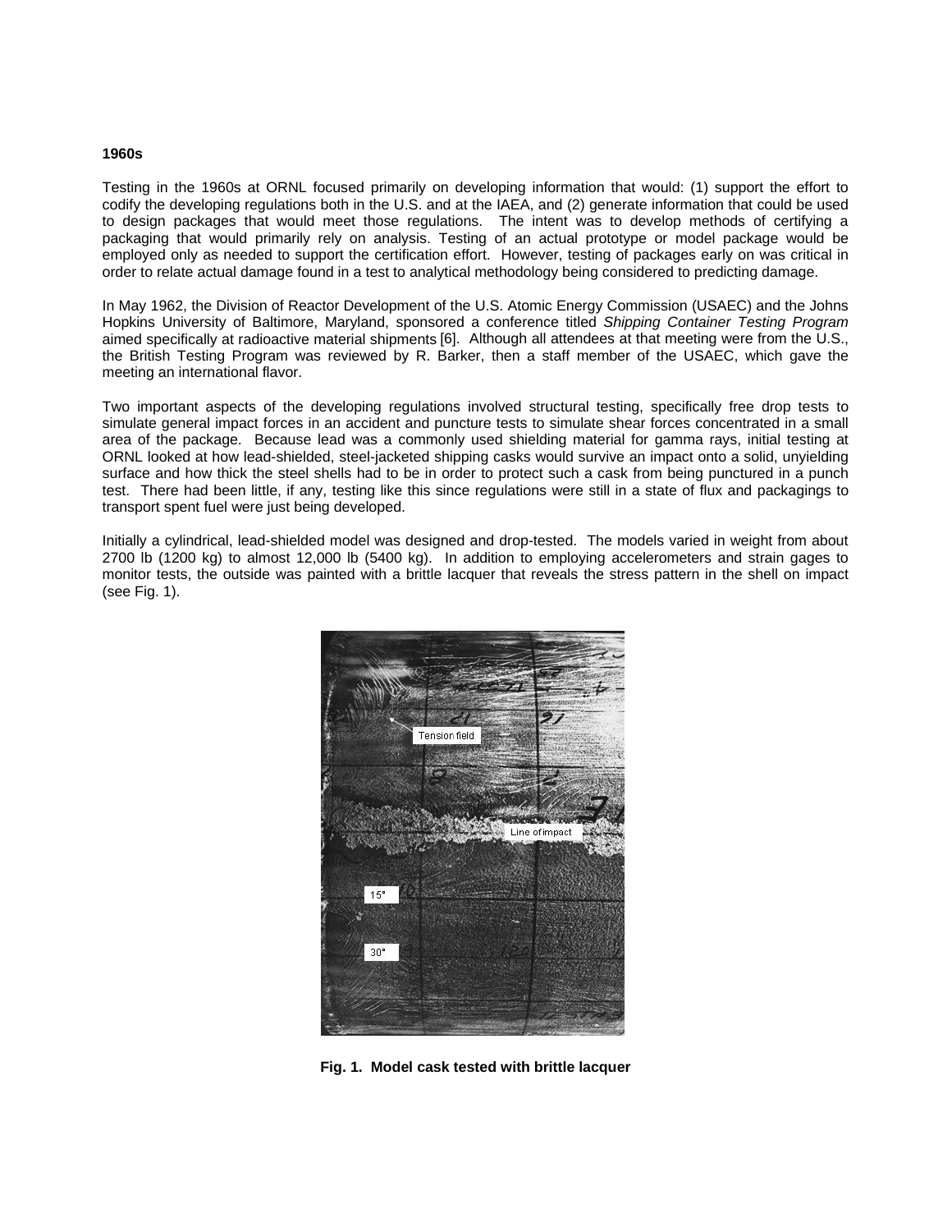**1960s**

Testing in the 1960s at ORNL focused primarily on developing information that would: (1) support the effort to codify the developing regulations both in the U.S. and at the IAEA, and (2) generate information that could be used to design packages that would meet those regulations. The intent was to develop methods of certifying a packaging that would primarily rely on analysis. Testing of an actual prototype or model package would be employed only as needed to support the certification effort. However, testing of packages early on was critical in order to relate actual damage found in a test to analytical methodology being considered to predicting damage.

In May 1962, the Division of Reactor Development of the U.S. Atomic Energy Commission (USAEC) and the Johns Hopkins University of Baltimore, Maryland, sponsored a conference titled *Shipping Container Testing Program* aimed specifically at radioactive material shipments [6]. Although all attendees at that meeting were from the U.S., the British Testing Program was reviewed by R. Barker, then a staff member of the USAEC, which gave the meeting an international flavor.

Two important aspects of the developing regulations involved structural testing, specifically free drop tests to simulate general impact forces in an accident and puncture tests to simulate shear forces concentrated in a small area of the package. Because lead was a commonly used shielding material for gamma rays, initial testing at ORNL looked at how lead-shielded, steel-jacketed shipping casks would survive an impact onto a solid, unyielding surface and how thick the steel shells had to be in order to protect such a cask from being punctured in a punch test. There had been little, if any, testing like this since regulations were still in a state of flux and packagings to transport spent fuel were just being developed.

Initially a cylindrical, lead-shielded model was designed and drop-tested. The models varied in weight from about 2700 lb (1200 kg) to almost 12,000 lb (5400 kg). In addition to employing accelerometers and strain gages to monitor tests, the outside was painted with a brittle lacquer that reveals the stress pattern in the shell on impact (see Fig. 1).

**Fig. 1. Model cask tested with brittle lacquer**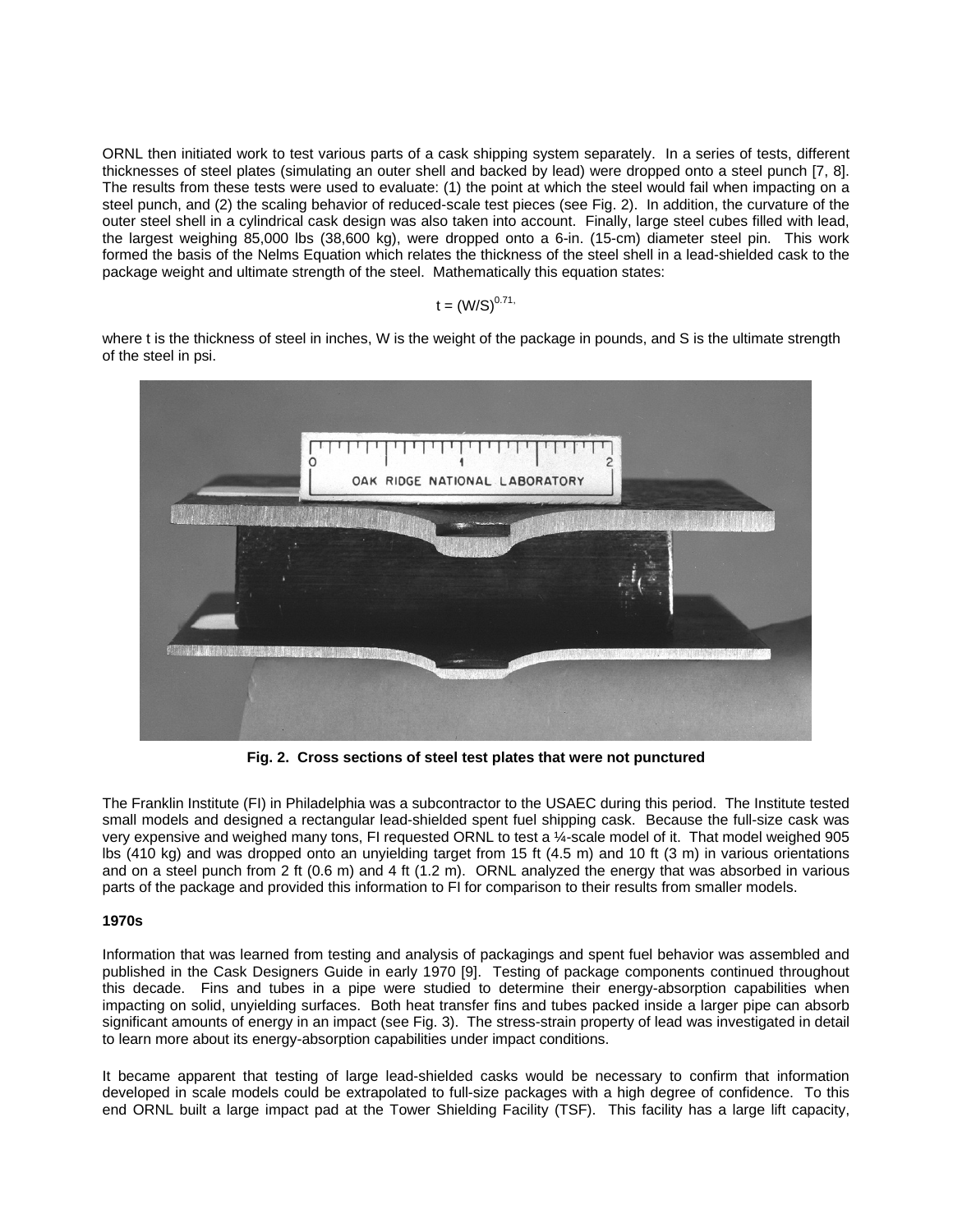ORNL then initiated work to test various parts of a cask shipping system separately. In a series of tests, different thicknesses of steel plates (simulating an outer shell and backed by lead) were dropped onto a steel punch [7, 8]. The results from these tests were used to evaluate: (1) the point at which the steel would fail when impacting on a steel punch, and (2) the scaling behavior of reduced-scale test pieces (see Fig. 2). In addition, the curvature of the outer steel shell in a cylindrical cask design was also taken into account. Finally, large steel cubes filled with lead, the largest weighing 85,000 lbs (38,600 kg), were dropped onto a 6-in. (15-cm) diameter steel pin. This work formed the basis of the Nelms Equation which relates the thickness of the steel shell in a lead-shielded cask to the package weight and ultimate strength of the steel. Mathematically this equation states:

$$t = (W/S)^{0.71},$$

where t is the thickness of steel in inches, W is the weight of the package in pounds, and S is the ultimate strength of the steel in psi.

**Fig. 2. Cross sections of steel test plates that were not punctured**

The Franklin Institute (FI) in Philadelphia was a subcontractor to the USAEC during this period. The Institute tested small models and designed a rectangular lead-shielded spent fuel shipping cask. Because the full-size cask was very expensive and weighed many tons, FI requested ORNL to test a ¼-scale model of it. That model weighed 905 lbs (410 kg) and was dropped onto an unyielding target from 15 ft (4.5 m) and 10 ft (3 m) in various orientations and on a steel punch from 2 ft (0.6 m) and 4 ft (1.2 m). ORNL analyzed the energy that was absorbed in various parts of the package and provided this information to FI for comparison to their results from smaller models.

**1970s**

Information that was learned from testing and analysis of packagings and spent fuel behavior was assembled and published in the Cask Designers Guide in early 1970 [9]. Testing of package components continued throughout this decade. Fins and tubes in a pipe were studied to determine their energy-absorption capabilities when impacting on solid, unyielding surfaces. Both heat transfer fins and tubes packed inside a larger pipe can absorb significant amounts of energy in an impact (see Fig. 3). The stress-strain property of lead was investigated in detail to learn more about its energy-absorption capabilities under impact conditions.

It became apparent that testing of large lead-shielded casks would be necessary to confirm that information developed in scale models could be extrapolated to full-size packages with a high degree of confidence. To this end ORNL built a large impact pad at the Tower Shielding Facility (TSF). This facility has a large lift capacity,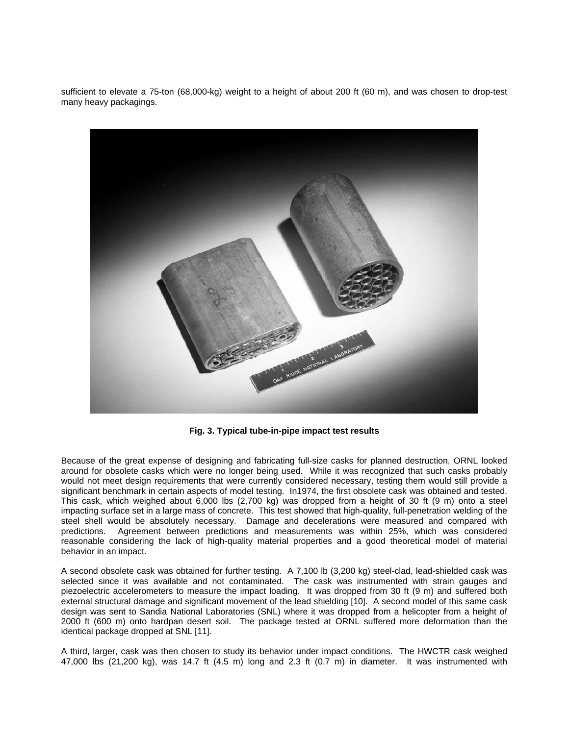sufficient to elevate a 75-ton (68,000-kg) weight to a height of about 200 ft (60 m), and was chosen to drop-test many heavy packagings.

**Fig. 3. Typical tube-in-pipe impact test results**

Because of the great expense of designing and fabricating full-size casks for planned destruction, ORNL looked around for obsolete casks which were no longer being used. While it was recognized that such casks probably would not meet design requirements that were currently considered necessary, testing them would still provide a significant benchmark in certain aspects of model testing. In1974, the first obsolete cask was obtained and tested. This cask, which weighed about 6,000 lbs (2,700 kg) was dropped from a height of 30 ft (9 m) onto a steel impacting surface set in a large mass of concrete. This test showed that high-quality, full-penetration welding of the steel shell would be absolutely necessary. Damage and decelerations were measured and compared with predictions. Agreement between predictions and measurements was within 25%, which was considered reasonable considering the lack of high-quality material properties and a good theoretical model of material behavior in an impact.

A second obsolete cask was obtained for further testing. A 7,100 lb (3,200 kg) steel-clad, lead-shielded cask was selected since it was available and not contaminated. The cask was instrumented with strain gauges and piezoelectric accelerometers to measure the impact loading. It was dropped from 30 ft (9 m) and suffered both external structural damage and significant movement of the lead shielding [10]. A second model of this same cask design was sent to Sandia National Laboratories (SNL) where it was dropped from a helicopter from a height of 2000 ft (600 m) onto hardpan desert soil. The package tested at ORNL suffered more deformation than the identical package dropped at SNL [11].

A third, larger, cask was then chosen to study its behavior under impact conditions. The HWCTR cask weighed 47,000 lbs (21,200 kg), was 14.7 ft (4.5 m) long and 2.3 ft (0.7 m) in diameter. It was instrumented with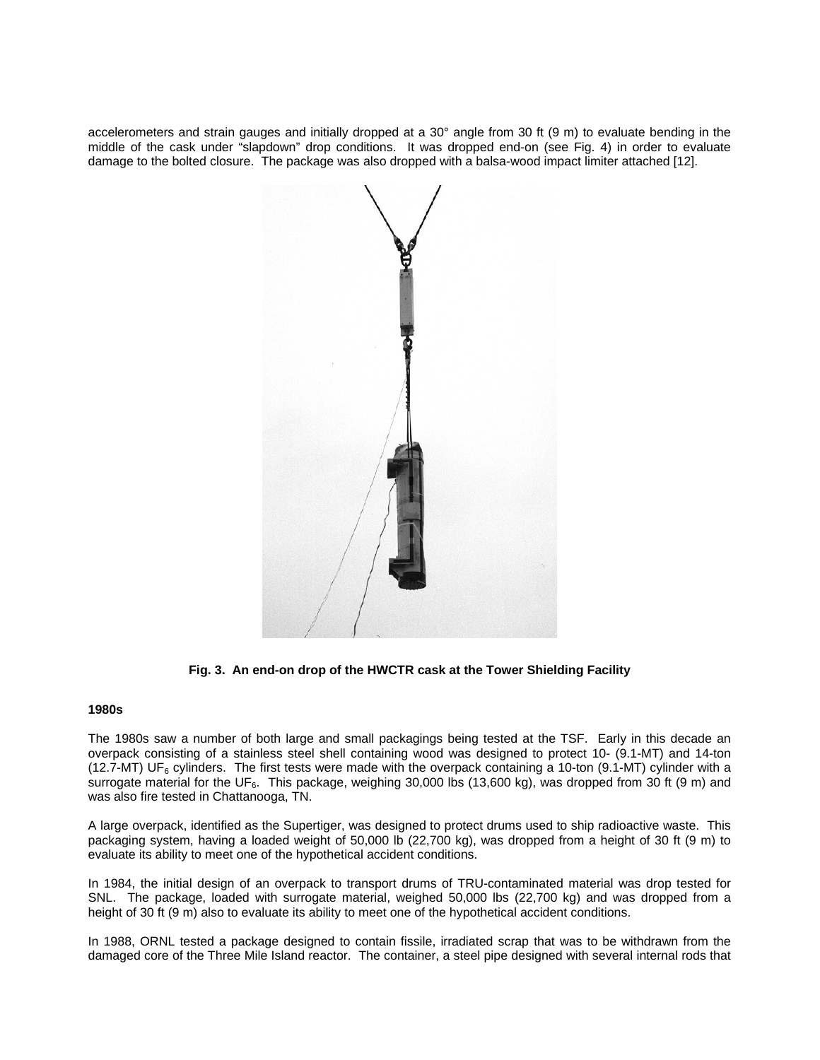accelerometers and strain gauges and initially dropped at a 30° angle from 30 ft (9 m) to evaluate bending in the middle of the cask under "slapdown" drop conditions. It was dropped end-on (see Fig. 4) in order to evaluate damage to the bolted closure. The package was also dropped with a balsa-wood impact limiter attached [12].

**Fig. 3. An end-on drop of the HWCTR cask at the Tower Shielding Facility**

### 1980s

The 1980s saw a number of both large and small packagings being tested at the TSF. Early in this decade an overpack consisting of a stainless steel shell containing wood was designed to protect 10- (9.1-MT) and 14-ton (12.7-MT) $UF_6$ cylinders. The first tests were made with the overpack containing a 10-ton (9.1-MT) cylinder with a surrogate material for the $UF_6$. This package, weighing 30,000 lbs (13,600 kg), was dropped from 30 ft (9 m) and was also fire tested in Chattanooga, TN.

A large overpack, identified as the Supertiger, was designed to protect drums used to ship radioactive waste. This packaging system, having a loaded weight of 50,000 lb (22,700 kg), was dropped from a height of 30 ft (9 m) to evaluate its ability to meet one of the hypothetical accident conditions.

In 1984, the initial design of an overpack to transport drums of TRU-contaminated material was drop tested for SNL. The package, loaded with surrogate material, weighed 50,000 lbs (22,700 kg) and was dropped from a height of 30 ft (9 m) also to evaluate its ability to meet one of the hypothetical accident conditions.

In 1988, ORNL tested a package designed to contain fissile, irradiated scrap that was to be withdrawn from the damaged core of the Three Mile Island reactor. The container, a steel pipe designed with several internal rods that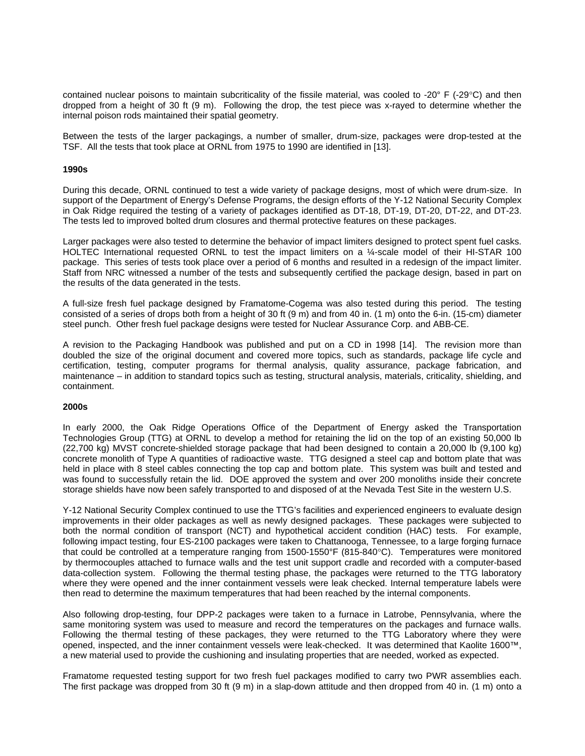contained nuclear poisons to maintain subcriticality of the fissile material, was cooled to -20° F (-29°C) and then dropped from a height of 30 ft (9 m). Following the drop, the test piece was x-rayed to determine whether the internal poison rods maintained their spatial geometry.

Between the tests of the larger packagings, a number of smaller, drum-size, packages were drop-tested at the TSF. All the tests that took place at ORNL from 1975 to 1990 are identified in [13].

**1990s**

During this decade, ORNL continued to test a wide variety of package designs, most of which were drum-size. In support of the Department of Energy's Defense Programs, the design efforts of the Y-12 National Security Complex in Oak Ridge required the testing of a variety of packages identified as DT-18, DT-19, DT-20, DT-22, and DT-23. The tests led to improved bolted drum closures and thermal protective features on these packages.

Larger packages were also tested to determine the behavior of impact limiters designed to protect spent fuel casks. HOLTEC International requested ORNL to test the impact limiters on a ¼-scale model of their HI-STAR 100 package. This series of tests took place over a period of 6 months and resulted in a redesign of the impact limiter. Staff from NRC witnessed a number of the tests and subsequently certified the package design, based in part on the results of the data generated in the tests.

A full-size fresh fuel package designed by Framatome-Cogema was also tested during this period. The testing consisted of a series of drops both from a height of 30 ft (9 m) and from 40 in. (1 m) onto the 6-in. (15-cm) diameter steel punch. Other fresh fuel package designs were tested for Nuclear Assurance Corp. and ABB-CE.

A revision to the Packaging Handbook was published and put on a CD in 1998 [14]. The revision more than doubled the size of the original document and covered more topics, such as standards, package life cycle and certification, testing, computer programs for thermal analysis, quality assurance, package fabrication, and maintenance – in addition to standard topics such as testing, structural analysis, materials, criticality, shielding, and containment.

**2000s**

In early 2000, the Oak Ridge Operations Office of the Department of Energy asked the Transportation Technologies Group (TTG) at ORNL to develop a method for retaining the lid on the top of an existing 50,000 lb (22,700 kg) MVST concrete-shielded storage package that had been designed to contain a 20,000 lb (9,100 kg) concrete monolith of Type A quantities of radioactive waste. TTG designed a steel cap and bottom plate that was held in place with 8 steel cables connecting the top cap and bottom plate. This system was built and tested and was found to successfully retain the lid. DOE approved the system and over 200 monoliths inside their concrete storage shields have now been safely transported to and disposed of at the Nevada Test Site in the western U.S.

Y-12 National Security Complex continued to use the TTG's facilities and experienced engineers to evaluate design improvements in their older packages as well as newly designed packages. These packages were subjected to both the normal condition of transport (NCT) and hypothetical accident condition (HAC) tests. For example, following impact testing, four ES-2100 packages were taken to Chattanooga, Tennessee, to a large forging furnace that could be controlled at a temperature ranging from 1500-1550°F (815-840°C). Temperatures were monitored by thermocouples attached to furnace walls and the test unit support cradle and recorded with a computer-based data-collection system. Following the thermal testing phase, the packages were returned to the TTG laboratory where they were opened and the inner containment vessels were leak checked. Internal temperature labels were then read to determine the maximum temperatures that had been reached by the internal components.

Also following drop-testing, four DPP-2 packages were taken to a furnace in Latrobe, Pennsylvania, where the same monitoring system was used to measure and record the temperatures on the packages and furnace walls. Following the thermal testing of these packages, they were returned to the TTG Laboratory where they were opened, inspected, and the inner containment vessels were leak-checked. It was determined that Kaolite 1600™, a new material used to provide the cushioning and insulating properties that are needed, worked as expected.

Framatome requested testing support for two fresh fuel packages modified to carry two PWR assemblies each. The first package was dropped from 30 ft (9 m) in a slap-down attitude and then dropped from 40 in. (1 m) onto a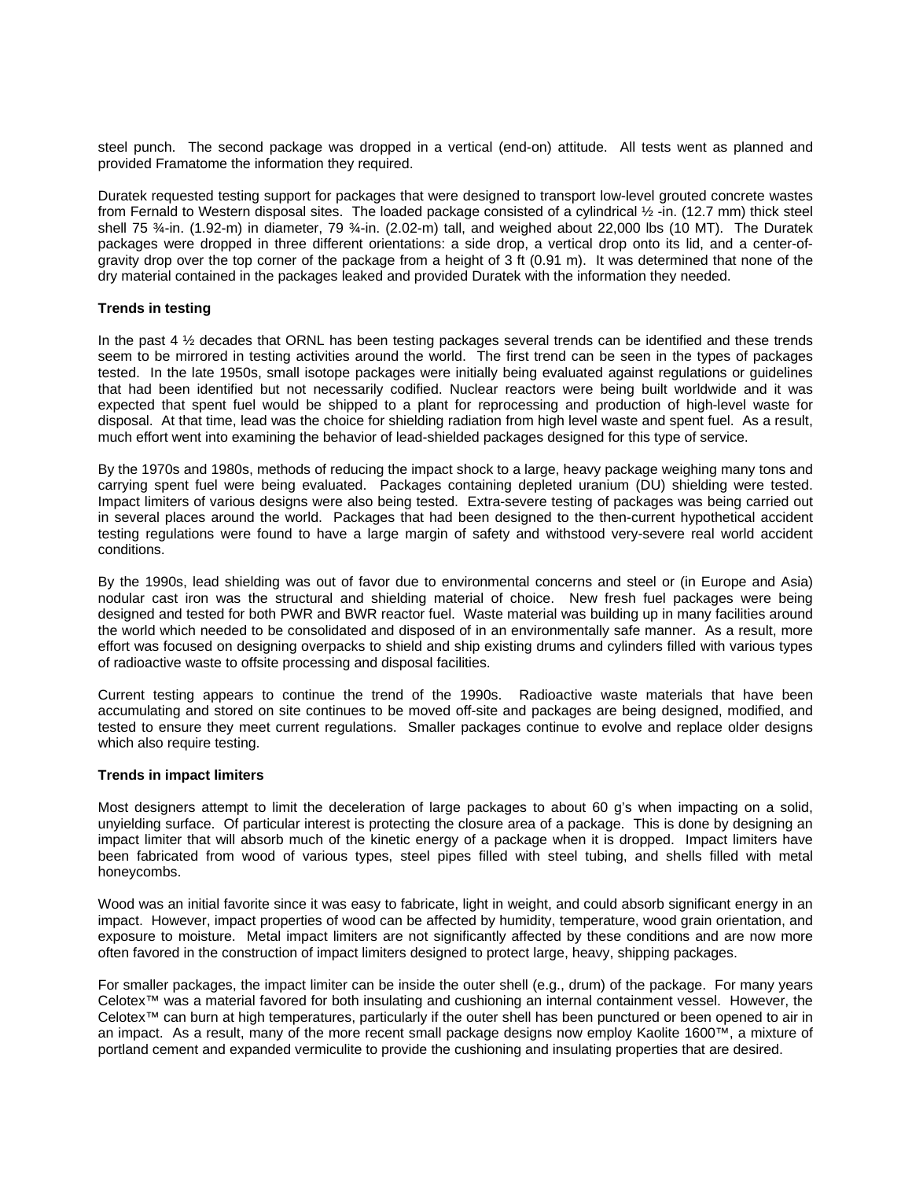steel punch. The second package was dropped in a vertical (end-on) attitude. All tests went as planned and provided Framatome the information they required.

Duratek requested testing support for packages that were designed to transport low-level grouted concrete wastes from Fernald to Western disposal sites. The loaded package consisted of a cylindrical ½ -in. (12.7 mm) thick steel shell 75 ¾-in. (1.92-m) in diameter, 79 ¾-in. (2.02-m) tall, and weighed about 22,000 lbs (10 MT). The Duratek packages were dropped in three different orientations: a side drop, a vertical drop onto its lid, and a center-of-gravity drop over the top corner of the package from a height of 3 ft (0.91 m). It was determined that none of the dry material contained in the packages leaked and provided Duratek with the information they needed.

**Trends in testing**

In the past 4 ½ decades that ORNL has been testing packages several trends can be identified and these trends seem to be mirrored in testing activities around the world. The first trend can be seen in the types of packages tested. In the late 1950s, small isotope packages were initially being evaluated against regulations or guidelines that had been identified but not necessarily codified. Nuclear reactors were being built worldwide and it was expected that spent fuel would be shipped to a plant for reprocessing and production of high-level waste for disposal. At that time, lead was the choice for shielding radiation from high level waste and spent fuel. As a result, much effort went into examining the behavior of lead-shielded packages designed for this type of service.

By the 1970s and 1980s, methods of reducing the impact shock to a large, heavy package weighing many tons and carrying spent fuel were being evaluated. Packages containing depleted uranium (DU) shielding were tested. Impact limiters of various designs were also being tested. Extra-severe testing of packages was being carried out in several places around the world. Packages that had been designed to the then-current hypothetical accident testing regulations were found to have a large margin of safety and withstood very-severe real world accident conditions.

By the 1990s, lead shielding was out of favor due to environmental concerns and steel or (in Europe and Asia) nodular cast iron was the structural and shielding material of choice. New fresh fuel packages were being designed and tested for both PWR and BWR reactor fuel. Waste material was building up in many facilities around the world which needed to be consolidated and disposed of in an environmentally safe manner. As a result, more effort was focused on designing overpacks to shield and ship existing drums and cylinders filled with various types of radioactive waste to offsite processing and disposal facilities.

Current testing appears to continue the trend of the 1990s. Radioactive waste materials that have been accumulating and stored on site continues to be moved off-site and packages are being designed, modified, and tested to ensure they meet current regulations. Smaller packages continue to evolve and replace older designs which also require testing.

**Trends in impact limiters**

Most designers attempt to limit the deceleration of large packages to about 60 g's when impacting on a solid, unyielding surface. Of particular interest is protecting the closure area of a package. This is done by designing an impact limiter that will absorb much of the kinetic energy of a package when it is dropped. Impact limiters have been fabricated from wood of various types, steel pipes filled with steel tubing, and shells filled with metal honeycombs.

Wood was an initial favorite since it was easy to fabricate, light in weight, and could absorb significant energy in an impact. However, impact properties of wood can be affected by humidity, temperature, wood grain orientation, and exposure to moisture. Metal impact limiters are not significantly affected by these conditions and are now more often favored in the construction of impact limiters designed to protect large, heavy, shipping packages.

For smaller packages, the impact limiter can be inside the outer shell (e.g., drum) of the package. For many years Celotex™ was a material favored for both insulating and cushioning an internal containment vessel. However, the Celotex™ can burn at high temperatures, particularly if the outer shell has been punctured or been opened to air in an impact. As a result, many of the more recent small package designs now employ Kaolite 1600™, a mixture of portland cement and expanded vermiculite to provide the cushioning and insulating properties that are desired.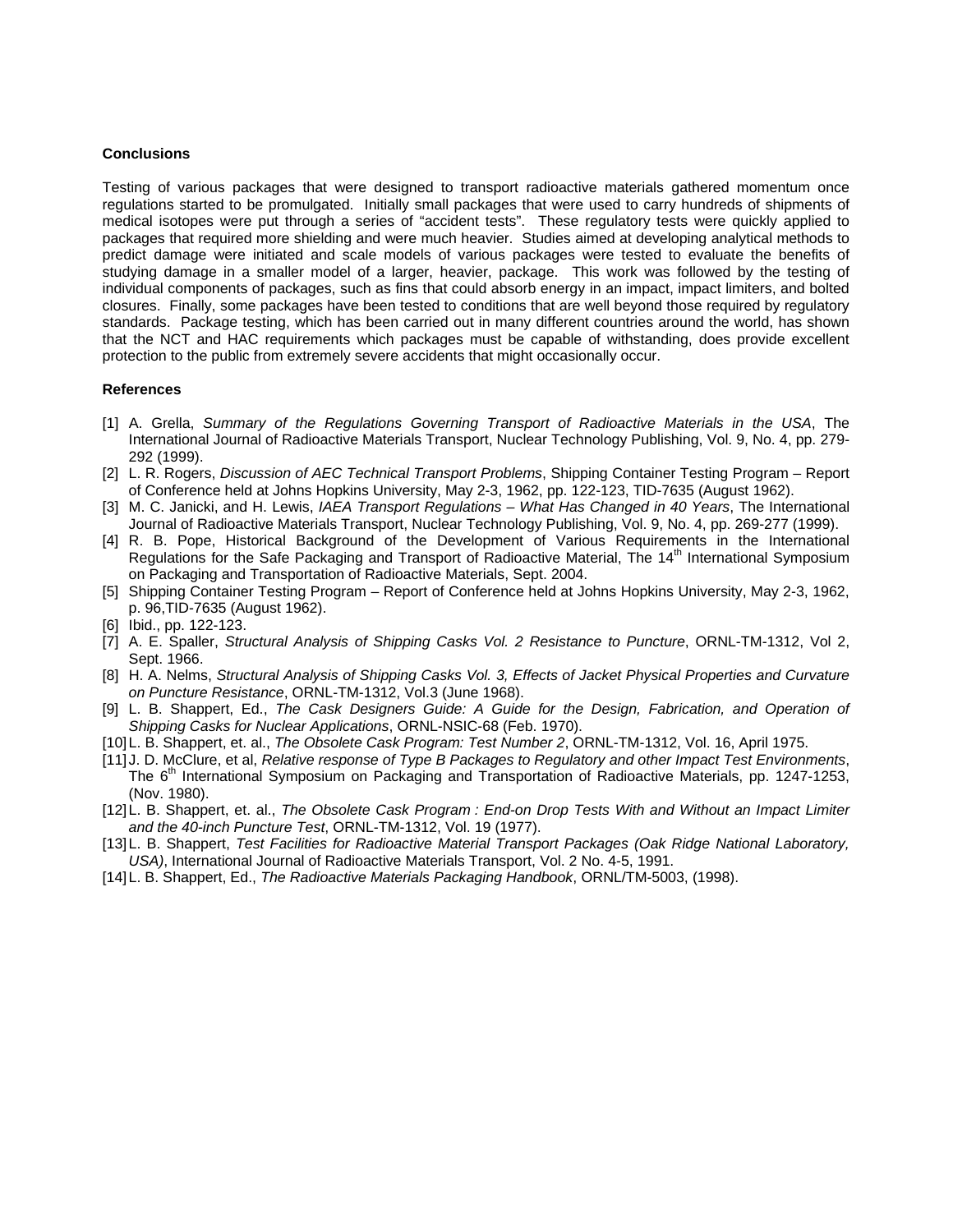**Conclusions**

Testing of various packages that were designed to transport radioactive materials gathered momentum once regulations started to be promulgated. Initially small packages that were used to carry hundreds of shipments of medical isotopes were put through a series of "accident tests". These regulatory tests were quickly applied to packages that required more shielding and were much heavier. Studies aimed at developing analytical methods to predict damage were initiated and scale models of various packages were tested to evaluate the benefits of studying damage in a smaller model of a larger, heavier, package. This work was followed by the testing of individual components of packages, such as fins that could absorb energy in an impact, impact limiters, and bolted closures. Finally, some packages have been tested to conditions that are well beyond those required by regulatory standards. Package testing, which has been carried out in many different countries around the world, has shown that the NCT and HAC requirements which packages must be capable of withstanding, does provide excellent protection to the public from extremely severe accidents that might occasionally occur.

**References**

[1] A. Grella, *Summary of the Regulations Governing Transport of Radioactive Materials in the USA*, The International Journal of Radioactive Materials Transport, Nuclear Technology Publishing, Vol. 9, No. 4, pp. 279-292 (1999).

[2] L. R. Rogers, *Discussion of AEC Technical Transport Problems*, Shipping Container Testing Program – Report of Conference held at Johns Hopkins University, May 2-3, 1962, pp. 122-123, TID-7635 (August 1962).

[3] M. C. Janicki, and H. Lewis, *IAEA Transport Regulations – What Has Changed in 40 Years*, The International Journal of Radioactive Materials Transport, Nuclear Technology Publishing, Vol. 9, No. 4, pp. 269-277 (1999).

[4] R. B. Pope, Historical Background of the Development of Various Requirements in the International Regulations for the Safe Packaging and Transport of Radioactive Material, The 14th International Symposium on Packaging and Transportation of Radioactive Materials, Sept. 2004.

[5] Shipping Container Testing Program – Report of Conference held at Johns Hopkins University, May 2-3, 1962, p. 96,TID-7635 (August 1962).

[6] Ibid., pp. 122-123.

[7] A. E. Spaller, *Structural Analysis of Shipping Casks Vol. 2 Resistance to Puncture*, ORNL-TM-1312, Vol 2, Sept. 1966.

[8] H. A. Nelms, *Structural Analysis of Shipping Casks Vol. 3, Effects of Jacket Physical Properties and Curvature on Puncture Resistance*, ORNL-TM-1312, Vol.3 (June 1968).

[9] L. B. Shappert, Ed., *The Cask Designers Guide: A Guide for the Design, Fabrication, and Operation of Shipping Casks for Nuclear Applications*, ORNL-NSIC-68 (Feb. 1970).

[10] L. B. Shappert, et. al., *The Obsolete Cask Program: Test Number 2*, ORNL-TM-1312, Vol. 16, April 1975.

[11] J. D. McClure, et al, *Relative response of Type B Packages to Regulatory and other Impact Test Environments*, The 6th International Symposium on Packaging and Transportation of Radioactive Materials, pp. 1247-1253, (Nov. 1980).

[12] L. B. Shappert, et. al., *The Obsolete Cask Program : End-on Drop Tests With and Without an Impact Limiter and the 40-inch Puncture Test*, ORNL-TM-1312, Vol. 19 (1977).

[13] L. B. Shappert, *Test Facilities for Radioactive Material Transport Packages (Oak Ridge National Laboratory, USA)*, International Journal of Radioactive Materials Transport, Vol. 2 No. 4-5, 1991.

[14] L. B. Shappert, Ed., *The Radioactive Materials Packaging Handbook*, ORNL/TM-5003, (1998).